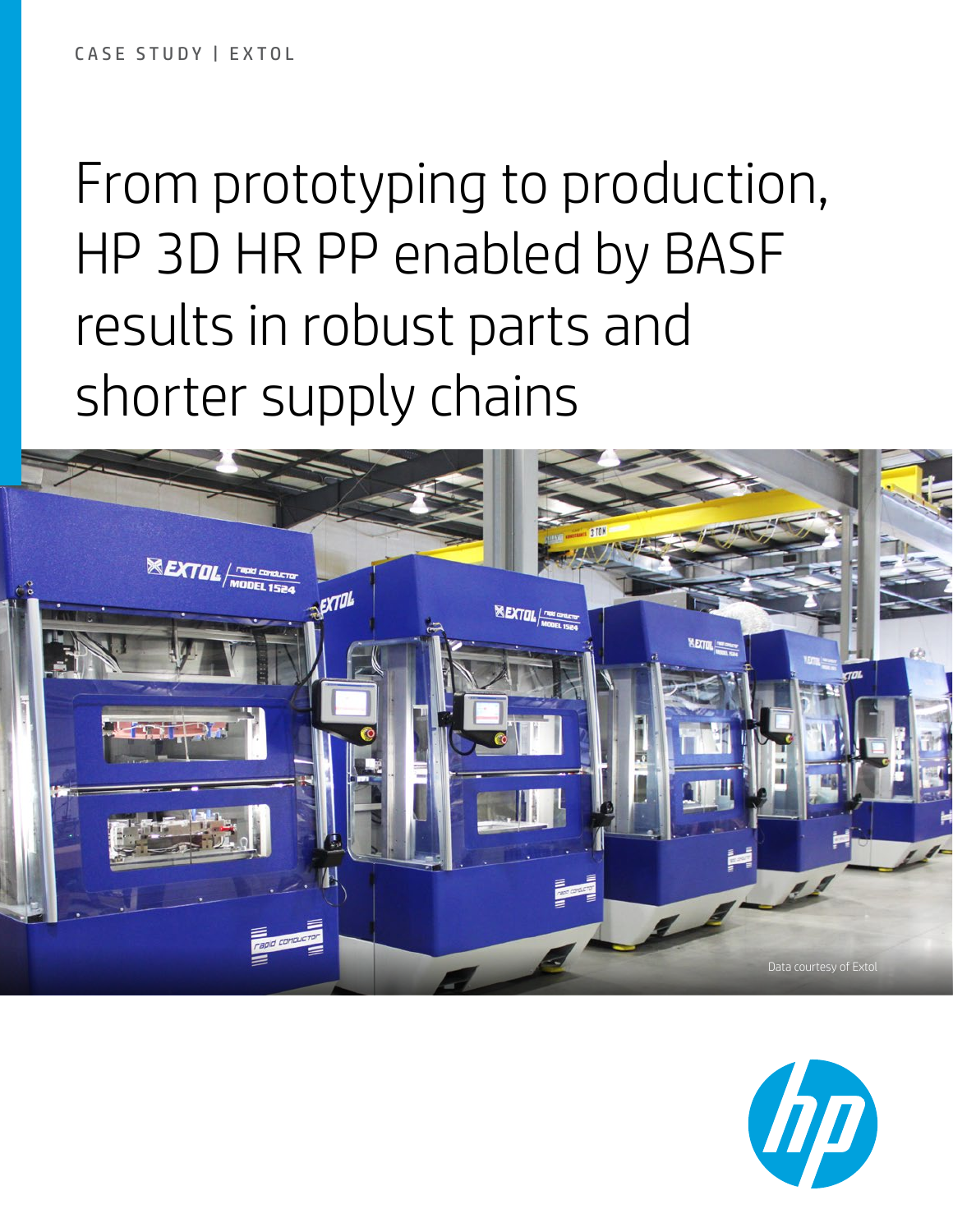CASE STUDY | EXTOL

# From prototyping to production, HP 3D HR PP enabled by BASF results in robust parts and shorter supply chains

Data courtesy of Extol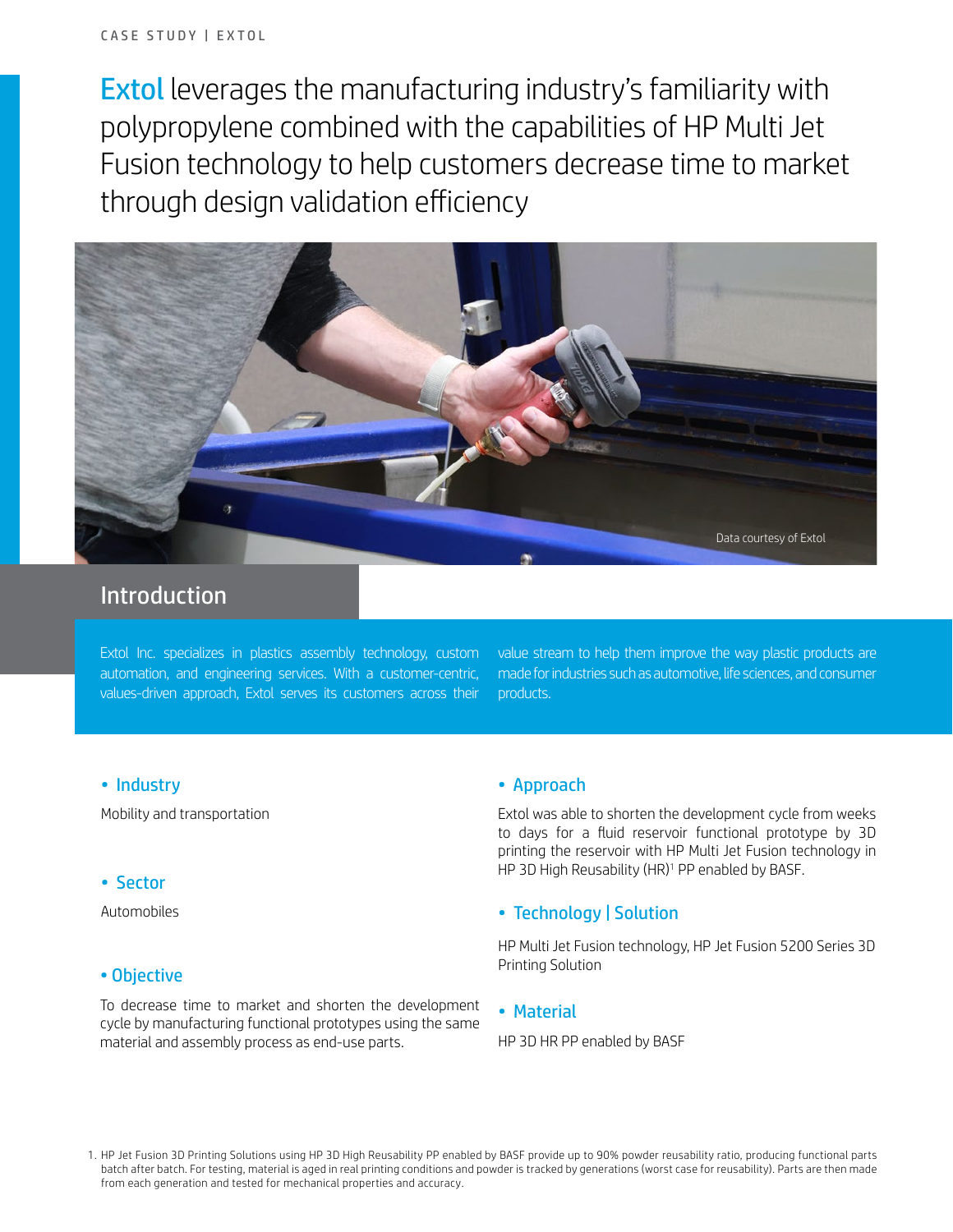# Extol leverages the manufacturing industry's familiarity with polypropylene combined with the capabilities of HP Multi Jet Fusion technology to help customers decrease time to market through design validation efficiency

Data courtesy of Extol

## Introduction

Extol Inc. specializes in plastics assembly technology, custom automation, and engineering services. With a customer-centric, values-driven approach, Extol serves its customers across their value stream to help them improve the way plastic products are made for industries such as automotive, life sciences, and consumer products.

- **Industry**

Mobility and transportation

- **Sector**

Automobiles

- **Objective**

To decrease time to market and shorten the development cycle by manufacturing functional prototypes using the same material and assembly process as end-use parts.

- **Approach**

Extol was able to shorten the development cycle from weeks to days for a fluid reservoir functional prototype by 3D printing the reservoir with HP Multi Jet Fusion technology in HP 3D High Reusability (HR)[1] PP enabled by BASF.

- **Technology | Solution**

HP Multi Jet Fusion technology, HP Jet Fusion 5200 Series 3D Printing Solution

- **Material**

HP 3D HR PP enabled by BASF

1. HP Jet Fusion 3D Printing Solutions using HP 3D High Reusability PP enabled by BASF provide up to 90% powder reusability ratio, producing functional parts batch after batch. For testing, material is aged in real printing conditions and powder is tracked by generations (worst case for reusability). Parts are then made from each generation and tested for mechanical properties and accuracy.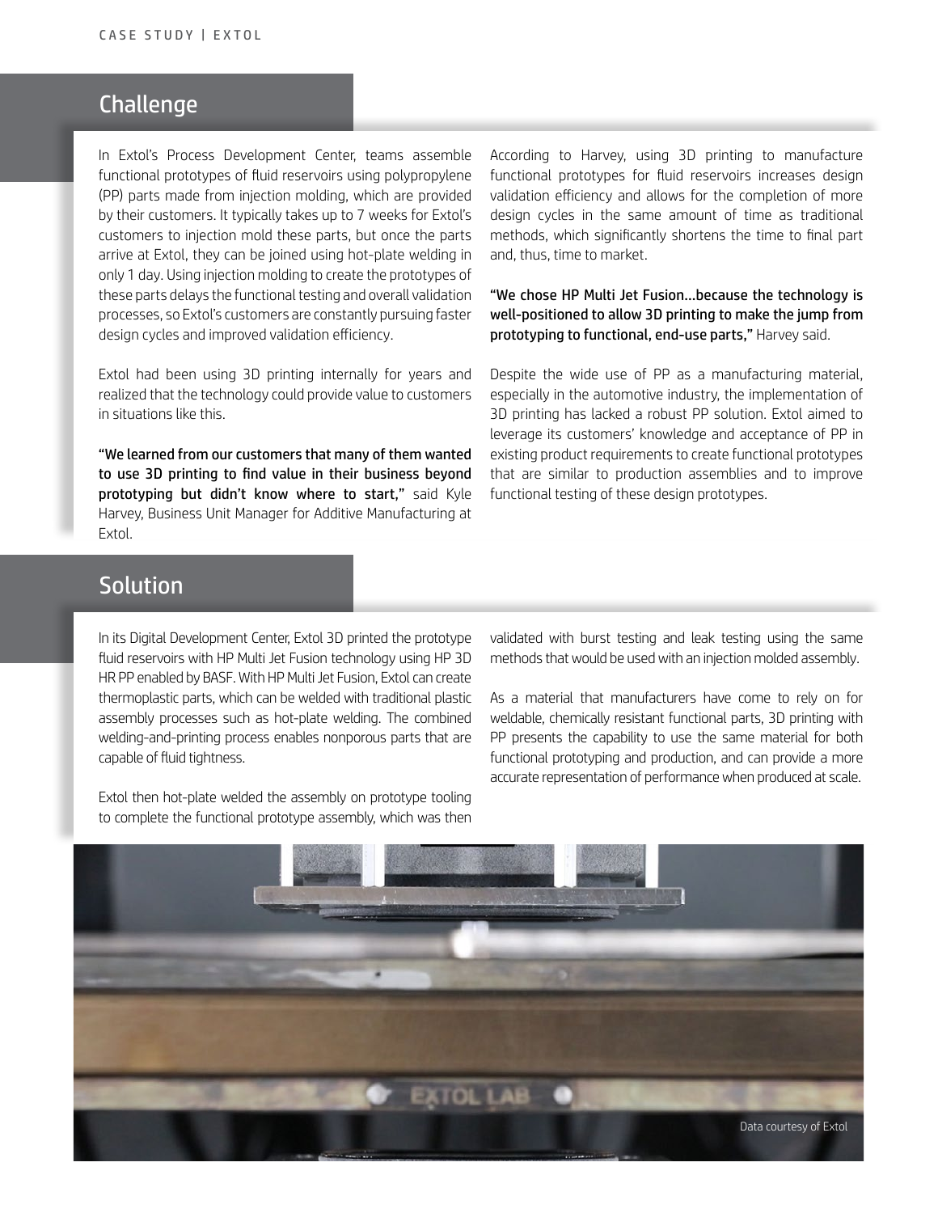## Challenge

In Extol's Process Development Center, teams assemble functional prototypes of fluid reservoirs using polypropylene (PP) parts made from injection molding, which are provided by their customers. It typically takes up to 7 weeks for Extol's customers to injection mold these parts, but once the parts arrive at Extol, they can be joined using hot-plate welding in only 1 day. Using injection molding to create the prototypes of these parts delays the functional testing and overall validation processes, so Extol's customers are constantly pursuing faster design cycles and improved validation efficiency.

Extol had been using 3D printing internally for years and realized that the technology could provide value to customers in situations like this.

**"We learned from our customers that many of them wanted to use 3D printing to find value in their business beyond prototyping but didn't know where to start,"** said Kyle Harvey, Business Unit Manager for Additive Manufacturing at Extol.

According to Harvey, using 3D printing to manufacture functional prototypes for fluid reservoirs increases design validation efficiency and allows for the completion of more design cycles in the same amount of time as traditional methods, which significantly shortens the time to final part and, thus, time to market.

**"We chose HP Multi Jet Fusion…because the technology is well-positioned to allow 3D printing to make the jump from prototyping to functional, end-use parts,"** Harvey said.

Despite the wide use of PP as a manufacturing material, especially in the automotive industry, the implementation of 3D printing has lacked a robust PP solution. Extol aimed to leverage its customers' knowledge and acceptance of PP in existing product requirements to create functional prototypes that are similar to production assemblies and to improve functional testing of these design prototypes.

## Solution

In its Digital Development Center, Extol 3D printed the prototype fluid reservoirs with HP Multi Jet Fusion technology using HP 3D HR PP enabled by BASF. With HP Multi Jet Fusion, Extol can create thermoplastic parts, which can be welded with traditional plastic assembly processes such as hot-plate welding. The combined welding-and-printing process enables nonporous parts that are capable of fluid tightness.

Extol then hot-plate welded the assembly on prototype tooling to complete the functional prototype assembly, which was then validated with burst testing and leak testing using the same methods that would be used with an injection molded assembly.

As a material that manufacturers have come to rely on for weldable, chemically resistant functional parts, 3D printing with PP presents the capability to use the same material for both functional prototyping and production, and can provide a more accurate representation of performance when produced at scale.

Data courtesy of Extol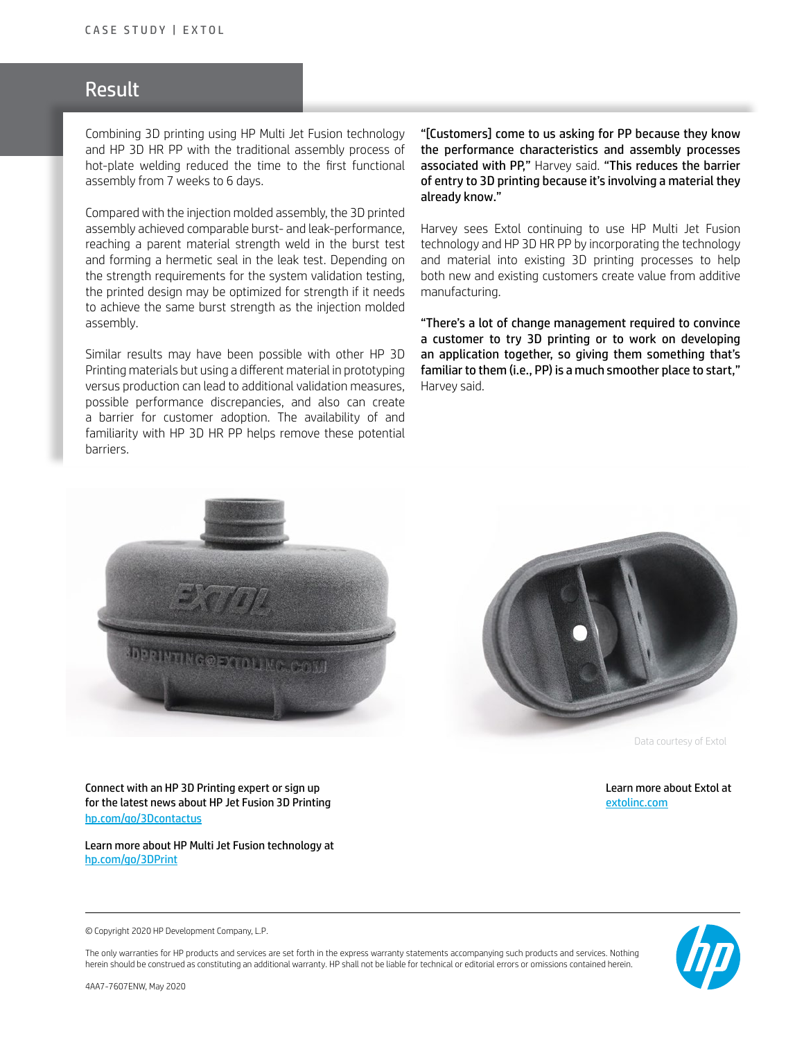## Result

Combining 3D printing using HP Multi Jet Fusion technology and HP 3D HR PP with the traditional assembly process of hot-plate welding reduced the time to the first functional assembly from 7 weeks to 6 days.

Compared with the injection molded assembly, the 3D printed assembly achieved comparable burst- and leak-performance, reaching a parent material strength weld in the burst test and forming a hermetic seal in the leak test. Depending on the strength requirements for the system validation testing, the printed design may be optimized for strength if it needs to achieve the same burst strength as the injection molded assembly.

Similar results may have been possible with other HP 3D Printing materials but using a different material in prototyping versus production can lead to additional validation measures, possible performance discrepancies, and also can create a barrier for customer adoption. The availability of and familiarity with HP 3D HR PP helps remove these potential barriers.

**"[Customers] come to us asking for PP because they know the performance characteristics and assembly processes associated with PP,"** Harvey said. **"This reduces the barrier of entry to 3D printing because it's involving a material they already know."**

Harvey sees Extol continuing to use HP Multi Jet Fusion technology and HP 3D HR PP by incorporating the technology and material into existing 3D printing processes to help both new and existing customers create value from additive manufacturing.

**"There's a lot of change management required to convince a customer to try 3D printing or to work on developing an application together, so giving them something that's familiar to them (i.e., PP) is a much smoother place to start,"** Harvey said.

Data courtesy of Extol

Connect with an HP 3D Printing expert or sign up for the latest news about HP Jet Fusion 3D Printing
hp.com/go/3Dcontactus

Learn more about HP Multi Jet Fusion technology at
hp.com/go/3DPrint

Learn more about Extol at
extolinc.com

© Copyright 2020 HP Development Company, L.P.

The only warranties for HP products and services are set forth in the express warranty statements accompanying such products and services. Nothing herein should be construed as constituting an additional warranty. HP shall not be liable for technical or editorial errors or omissions contained herein.

4AA7-7607ENW, May 2020